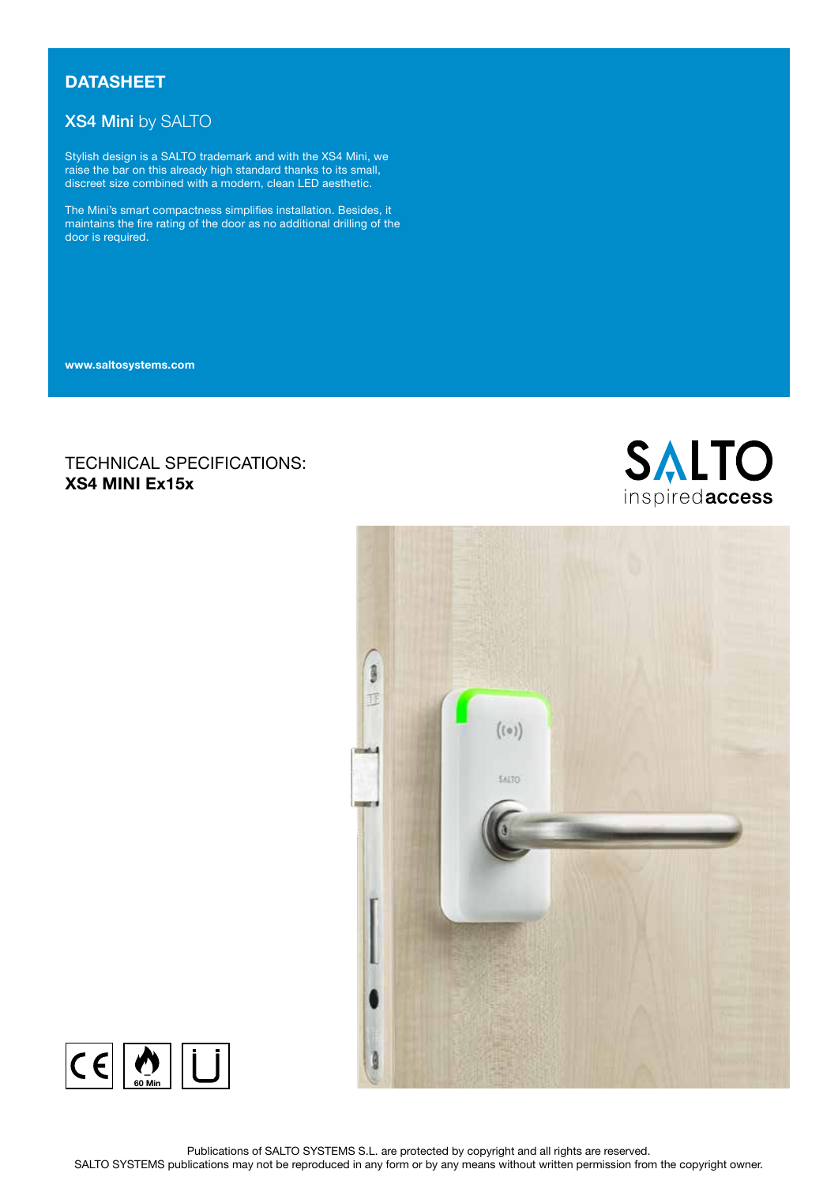# DATASHEET

## XS4 Mini by SALTO

Stylish design is a SALTO trademark and with the XS4 Mini, we raise the bar on this already high standard thanks to its small, discreet size combined with a modern, clean LED aesthetic.

The Mini's smart compactness simplifies installation. Besides, it maintains the fire rating of the door as no additional drilling of the door is required.

**www.saltosystems.com**

TECHNICAL SPECIFICATIONS:
**XS4 MINI Ex15x**

SALTO inspired**access**

60 Min

Publications of SALTO SYSTEMS S.L. are protected by copyright and all rights are reserved.
SALTO SYSTEMS publications may not be reproduced in any form or by any means without written permission from the copyright owner.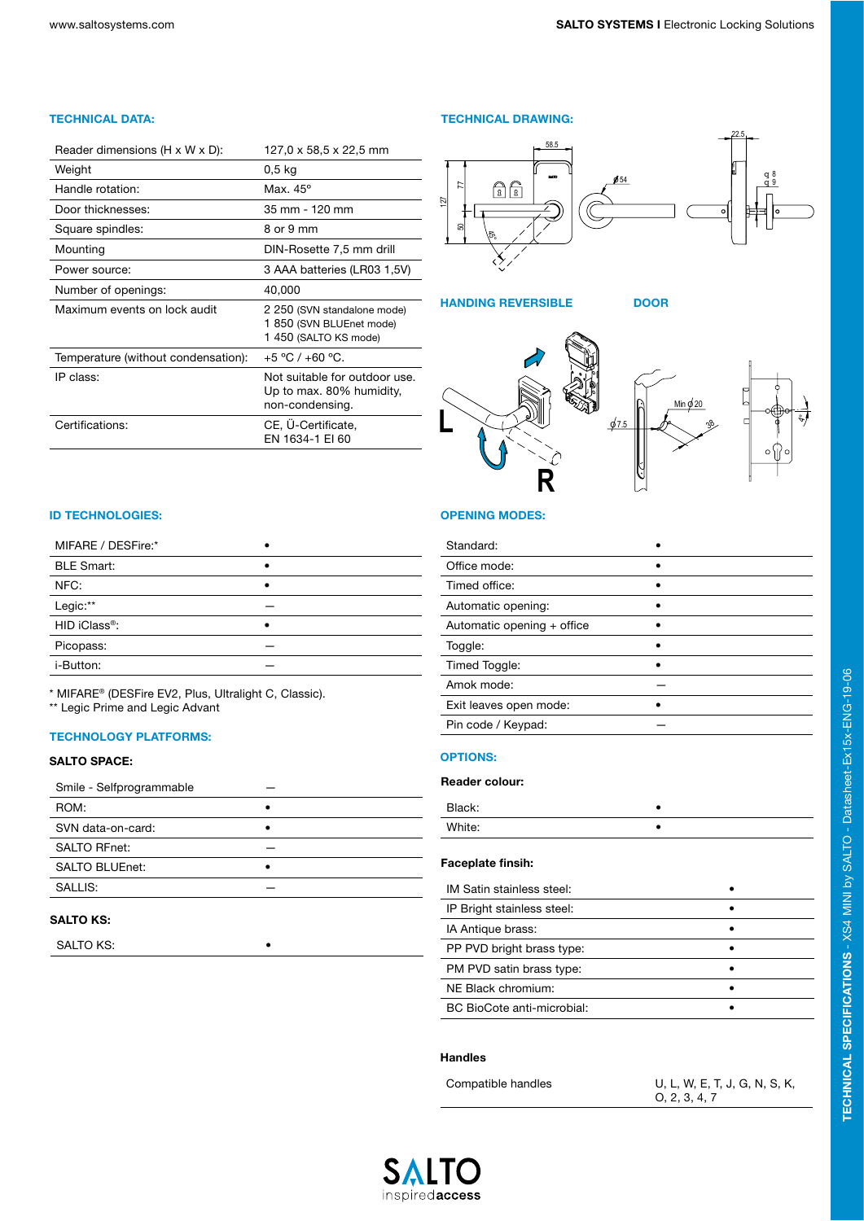## TECHNICAL DATA:

| | |
|---|---|
| Reader dimensions (H x W x D): | 127,0 x 58,5 x 22,5 mm |
| Weight | 0,5 kg |
| Handle rotation: | Max. 45° |
| Door thicknesses: | 35 mm - 120 mm |
| Square spindles: | 8 or 9 mm |
| Mounting | DIN-Rosette 7,5 mm drill |
| Power source: | 3 AAA batteries (LR03 1,5V) |
| Number of openings: | 40,000 |
| Maximum events on lock audit | 2 250 (SVN standalone mode)<br>1 850 (SVN BLUEnet mode)<br>1 450 (SALTO KS mode) |
| Temperature (without condensation): | +5 °C / +60 °C. |
| IP class: | Not suitable for outdoor use. Up to max. 80% humidity, non-condensing. |
| Certifications: | CE, Ü-Certificate, EN 1634-1 EI 60 |

## TECHNICAL DRAWING:

58.5
22.5
127
77
50
ø54
8
9
45°

## HANDING REVERSIBLE

L
R

## DOOR

ø7.5
Min ø20
38

## ID TECHNOLOGIES:

| | |
|---|---|
| MIFARE / DESFire:* | • |
| BLE Smart: | • |
| NFC: | • |
| Legic:** | — |
| HID iClass®: | • |
| Picopass: | — |
| i-Button: | — |

\* MIFARE® (DESFire EV2, Plus, Ultralight C, Classic).
** Legic Prime and Legic Advant

## TECHNOLOGY PLATFORMS:

### SALTO SPACE:

| | |
|---|---|
| Smile - Selfprogrammable | — |
| ROM: | • |
| SVN data-on-card: | • |
| SALTO RFnet: | — |
| SALTO BLUEnet: | • |
| SALLIS: | — |

### SALTO KS:

| | |
|---|---|
| SALTO KS: | • |

## OPENING MODES:

| | |
|---|---|
| Standard: | • |
| Office mode: | • |
| Timed office: | • |
| Automatic opening: | • |
| Automatic opening + office | • |
| Toggle: | • |
| Timed Toggle: | • |
| Amok mode: | — |
| Exit leaves open mode: | • |
| Pin code / Keypad: | — |

## OPTIONS:

### Reader colour:

| | |
|---|---|
| Black: | • |
| White: | • |

### Faceplate finsih:

| | |
|---|---|
| IM Satin stainless steel: | • |
| IP Bright stainless steel: | • |
| IA Antique brass: | • |
| PP PVD bright brass type: | • |
| PM PVD satin brass type: | • |
| NE Black chromium: | • |
| BC BioCote anti-microbial: | • |

### Handles

| | |
|---|---|
| Compatible handles | U, L, W, E, T, J, G, N, S, K, O, 2, 3, 4, 7 |

TECHNICAL SPECIFICATIONS - XS4 MINI by SALTO - Datasheet-Ex15x-ENG-19-06